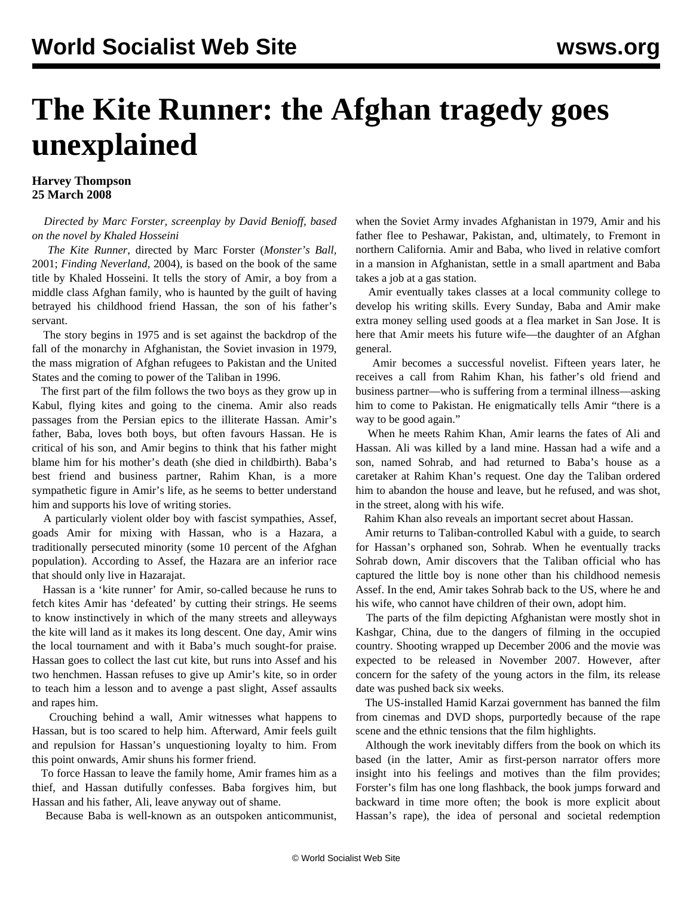# The Kite Runner: the Afghan tragedy goes unexplained

**Harvey Thompson**
**25 March 2008**

*Directed by Marc Forster, screenplay by David Benioff, based on the novel by Khaled Hosseini*

*The Kite Runner*, directed by Marc Forster (*Monster's Ball*, 2001; *Finding Neverland*, 2004), is based on the book of the same title by Khaled Hosseini. It tells the story of Amir, a boy from a middle class Afghan family, who is haunted by the guilt of having betrayed his childhood friend Hassan, the son of his father's servant.

The story begins in 1975 and is set against the backdrop of the fall of the monarchy in Afghanistan, the Soviet invasion in 1979, the mass migration of Afghan refugees to Pakistan and the United States and the coming to power of the Taliban in 1996.

The first part of the film follows the two boys as they grow up in Kabul, flying kites and going to the cinema. Amir also reads passages from the Persian epics to the illiterate Hassan. Amir's father, Baba, loves both boys, but often favours Hassan. He is critical of his son, and Amir begins to think that his father might blame him for his mother's death (she died in childbirth). Baba's best friend and business partner, Rahim Khan, is a more sympathetic figure in Amir's life, as he seems to better understand him and supports his love of writing stories.

A particularly violent older boy with fascist sympathies, Assef, goads Amir for mixing with Hassan, who is a Hazara, a traditionally persecuted minority (some 10 percent of the Afghan population). According to Assef, the Hazara are an inferior race that should only live in Hazarajat.

Hassan is a 'kite runner' for Amir, so-called because he runs to fetch kites Amir has 'defeated' by cutting their strings. He seems to know instinctively in which of the many streets and alleyways the kite will land as it makes its long descent. One day, Amir wins the local tournament and with it Baba's much sought-for praise. Hassan goes to collect the last cut kite, but runs into Assef and his two henchmen. Hassan refuses to give up Amir's kite, so in order to teach him a lesson and to avenge a past slight, Assef assaults and rapes him.

Crouching behind a wall, Amir witnesses what happens to Hassan, but is too scared to help him. Afterward, Amir feels guilt and repulsion for Hassan's unquestioning loyalty to him. From this point onwards, Amir shuns his former friend.

To force Hassan to leave the family home, Amir frames him as a thief, and Hassan dutifully confesses. Baba forgives him, but Hassan and his father, Ali, leave anyway out of shame.

Because Baba is well-known as an outspoken anticommunist, when the Soviet Army invades Afghanistan in 1979, Amir and his father flee to Peshawar, Pakistan, and, ultimately, to Fremont in northern California. Amir and Baba, who lived in relative comfort in a mansion in Afghanistan, settle in a small apartment and Baba takes a job at a gas station.

Amir eventually takes classes at a local community college to develop his writing skills. Every Sunday, Baba and Amir make extra money selling used goods at a flea market in San Jose. It is here that Amir meets his future wife—the daughter of an Afghan general.

Amir becomes a successful novelist. Fifteen years later, he receives a call from Rahim Khan, his father's old friend and business partner—who is suffering from a terminal illness—asking him to come to Pakistan. He enigmatically tells Amir "there is a way to be good again."

When he meets Rahim Khan, Amir learns the fates of Ali and Hassan. Ali was killed by a land mine. Hassan had a wife and a son, named Sohrab, and had returned to Baba's house as a caretaker at Rahim Khan's request. One day the Taliban ordered him to abandon the house and leave, but he refused, and was shot, in the street, along with his wife.

Rahim Khan also reveals an important secret about Hassan.

Amir returns to Taliban-controlled Kabul with a guide, to search for Hassan's orphaned son, Sohrab. When he eventually tracks Sohrab down, Amir discovers that the Taliban official who has captured the little boy is none other than his childhood nemesis Assef. In the end, Amir takes Sohrab back to the US, where he and his wife, who cannot have children of their own, adopt him.

The parts of the film depicting Afghanistan were mostly shot in Kashgar, China, due to the dangers of filming in the occupied country. Shooting wrapped up December 2006 and the movie was expected to be released in November 2007. However, after concern for the safety of the young actors in the film, its release date was pushed back six weeks.

The US-installed Hamid Karzai government has banned the film from cinemas and DVD shops, purportedly because of the rape scene and the ethnic tensions that the film highlights.

Although the work inevitably differs from the book on which its based (in the latter, Amir as first-person narrator offers more insight into his feelings and motives than the film provides; Forster's film has one long flashback, the book jumps forward and backward in time more often; the book is more explicit about Hassan's rape), the idea of personal and societal redemption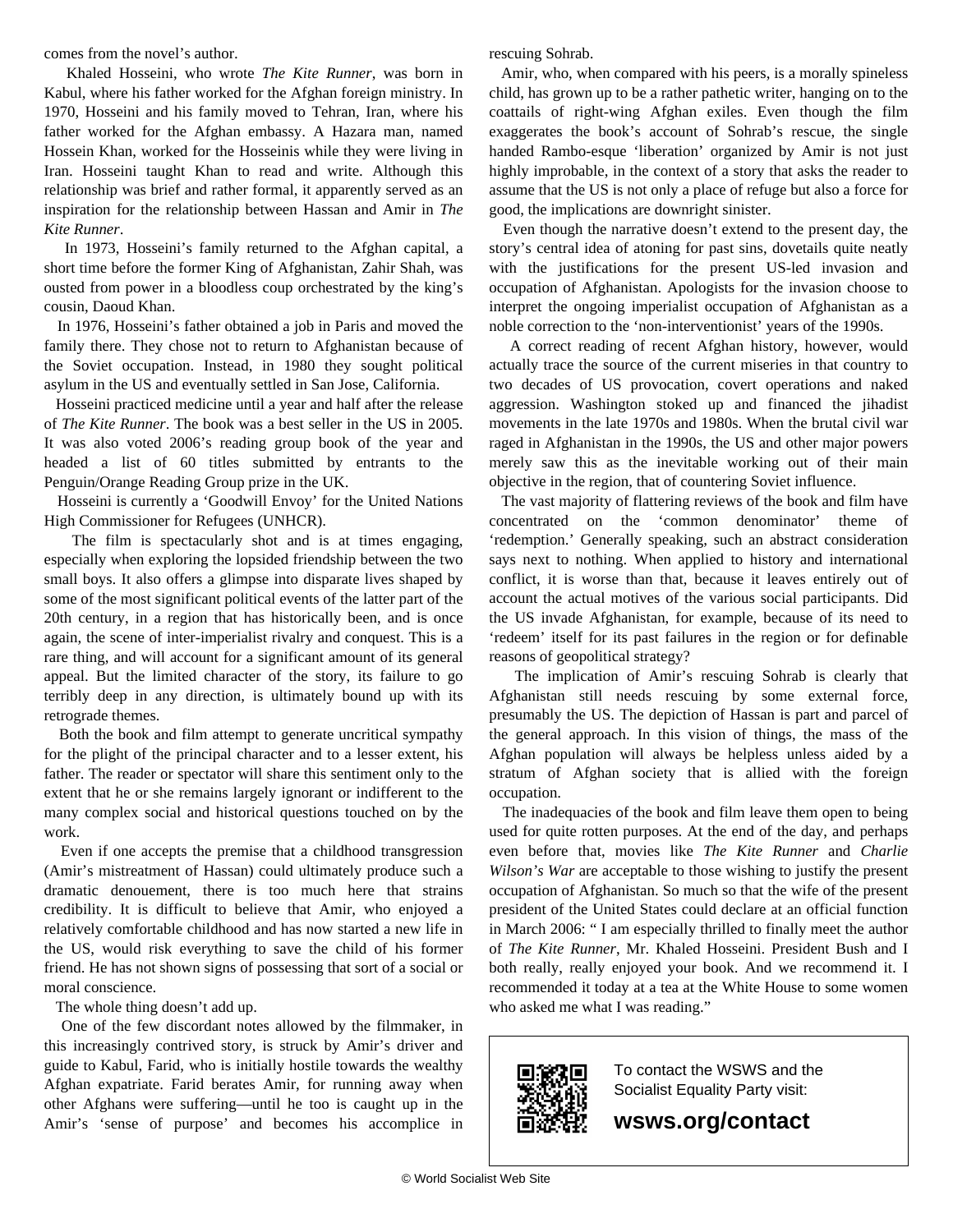comes from the novel's author.

Khaled Hosseini, who wrote *The Kite Runner*, was born in Kabul, where his father worked for the Afghan foreign ministry. In 1970, Hosseini and his family moved to Tehran, Iran, where his father worked for the Afghan embassy. A Hazara man, named Hossein Khan, worked for the Hosseinis while they were living in Iran. Hosseini taught Khan to read and write. Although this relationship was brief and rather formal, it apparently served as an inspiration for the relationship between Hassan and Amir in *The Kite Runner*.

In 1973, Hosseini's family returned to the Afghan capital, a short time before the former King of Afghanistan, Zahir Shah, was ousted from power in a bloodless coup orchestrated by the king's cousin, Daoud Khan.

In 1976, Hosseini's father obtained a job in Paris and moved the family there. They chose not to return to Afghanistan because of the Soviet occupation. Instead, in 1980 they sought political asylum in the US and eventually settled in San Jose, California.

Hosseini practiced medicine until a year and half after the release of *The Kite Runner*. The book was a best seller in the US in 2005. It was also voted 2006's reading group book of the year and headed a list of 60 titles submitted by entrants to the Penguin/Orange Reading Group prize in the UK.

Hosseini is currently a 'Goodwill Envoy' for the United Nations High Commissioner for Refugees (UNHCR).

The film is spectacularly shot and is at times engaging, especially when exploring the lopsided friendship between the two small boys. It also offers a glimpse into disparate lives shaped by some of the most significant political events of the latter part of the 20th century, in a region that has historically been, and is once again, the scene of inter-imperialist rivalry and conquest. This is a rare thing, and will account for a significant amount of its general appeal. But the limited character of the story, its failure to go terribly deep in any direction, is ultimately bound up with its retrograde themes.

Both the book and film attempt to generate uncritical sympathy for the plight of the principal character and to a lesser extent, his father. The reader or spectator will share this sentiment only to the extent that he or she remains largely ignorant or indifferent to the many complex social and historical questions touched on by the work.

Even if one accepts the premise that a childhood transgression (Amir's mistreatment of Hassan) could ultimately produce such a dramatic denouement, there is too much here that strains credibility. It is difficult to believe that Amir, who enjoyed a relatively comfortable childhood and has now started a new life in the US, would risk everything to save the child of his former friend. He has not shown signs of possessing that sort of a social or moral conscience.

The whole thing doesn't add up.

One of the few discordant notes allowed by the filmmaker, in this increasingly contrived story, is struck by Amir's driver and guide to Kabul, Farid, who is initially hostile towards the wealthy Afghan expatriate. Farid berates Amir, for running away when other Afghans were suffering—until he too is caught up in the Amir's 'sense of purpose' and becomes his accomplice in rescuing Sohrab.

Amir, who, when compared with his peers, is a morally spineless child, has grown up to be a rather pathetic writer, hanging on to the coattails of right-wing Afghan exiles. Even though the film exaggerates the book's account of Sohrab's rescue, the single handed Rambo-esque 'liberation' organized by Amir is not just highly improbable, in the context of a story that asks the reader to assume that the US is not only a place of refuge but also a force for good, the implications are downright sinister.

Even though the narrative doesn't extend to the present day, the story's central idea of atoning for past sins, dovetails quite neatly with the justifications for the present US-led invasion and occupation of Afghanistan. Apologists for the invasion choose to interpret the ongoing imperialist occupation of Afghanistan as a noble correction to the 'non-interventionist' years of the 1990s.

A correct reading of recent Afghan history, however, would actually trace the source of the current miseries in that country to two decades of US provocation, covert operations and naked aggression. Washington stoked up and financed the jihadist movements in the late 1970s and 1980s. When the brutal civil war raged in Afghanistan in the 1990s, the US and other major powers merely saw this as the inevitable working out of their main objective in the region, that of countering Soviet influence.

The vast majority of flattering reviews of the book and film have concentrated on the 'common denominator' theme of 'redemption.' Generally speaking, such an abstract consideration says next to nothing. When applied to history and international conflict, it is worse than that, because it leaves entirely out of account the actual motives of the various social participants. Did the US invade Afghanistan, for example, because of its need to 'redeem' itself for its past failures in the region or for definable reasons of geopolitical strategy?

The implication of Amir's rescuing Sohrab is clearly that Afghanistan still needs rescuing by some external force, presumably the US. The depiction of Hassan is part and parcel of the general approach. In this vision of things, the mass of the Afghan population will always be helpless unless aided by a stratum of Afghan society that is allied with the foreign occupation.

The inadequacies of the book and film leave them open to being used for quite rotten purposes. At the end of the day, and perhaps even before that, movies like *The Kite Runner* and *Charlie Wilson's War* are acceptable to those wishing to justify the present occupation of Afghanistan. So much so that the wife of the present president of the United States could declare at an official function in March 2006: " I am especially thrilled to finally meet the author of *The Kite Runner*, Mr. Khaled Hosseini. President Bush and I both really, really enjoyed your book. And we recommend it. I recommended it today at a tea at the White House to some women who asked me what I was reading."

To contact the WSWS and the Socialist Equality Party visit:

**wsws.org/contact**